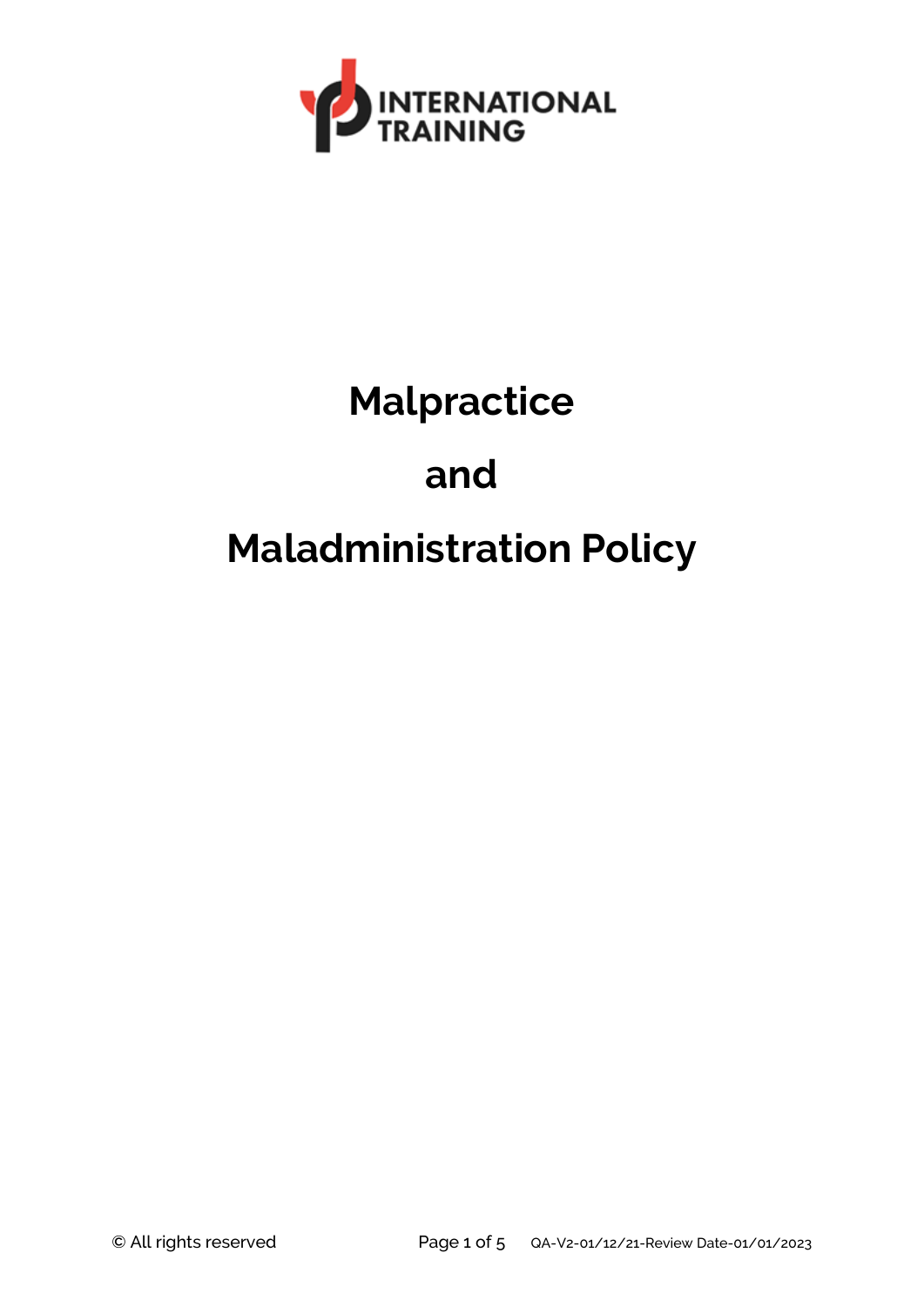INTERNATIONAL TRAINING

# Malpractice

# and

# Maladministration Policy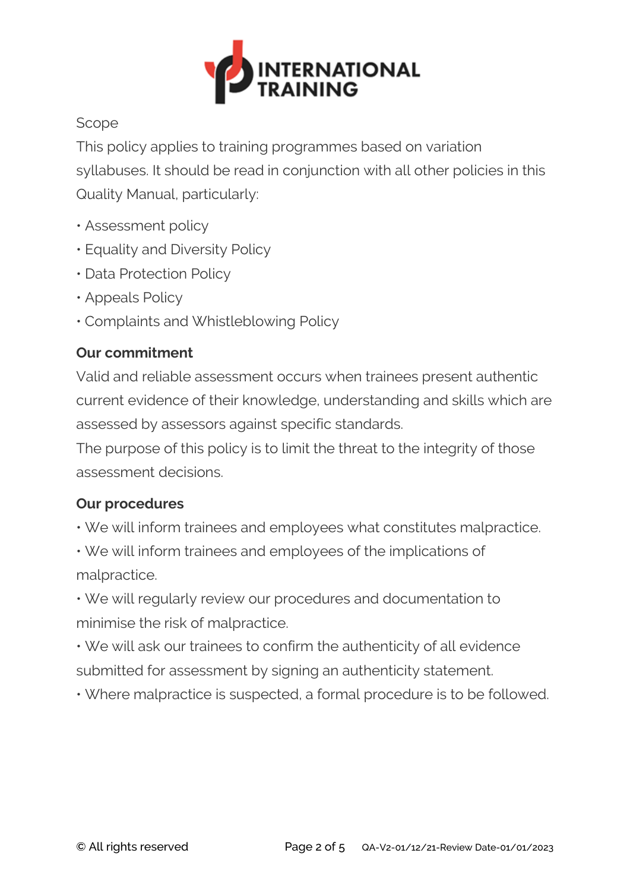Scope

This policy applies to training programmes based on variation syllabuses. It should be read in conjunction with all other policies in this Quality Manual, particularly:

- Assessment policy
- Equality and Diversity Policy
- Data Protection Policy
- Appeals Policy
- Complaints and Whistleblowing Policy

**Our commitment**

Valid and reliable assessment occurs when trainees present authentic current evidence of their knowledge, understanding and skills which are assessed by assessors against specific standards.

The purpose of this policy is to limit the threat to the integrity of those assessment decisions.

**Our procedures**

- We will inform trainees and employees what constitutes malpractice.
- We will inform trainees and employees of the implications of malpractice.
- We will regularly review our procedures and documentation to minimise the risk of malpractice.
- We will ask our trainees to confirm the authenticity of all evidence submitted for assessment by signing an authenticity statement.
- Where malpractice is suspected, a formal procedure is to be followed.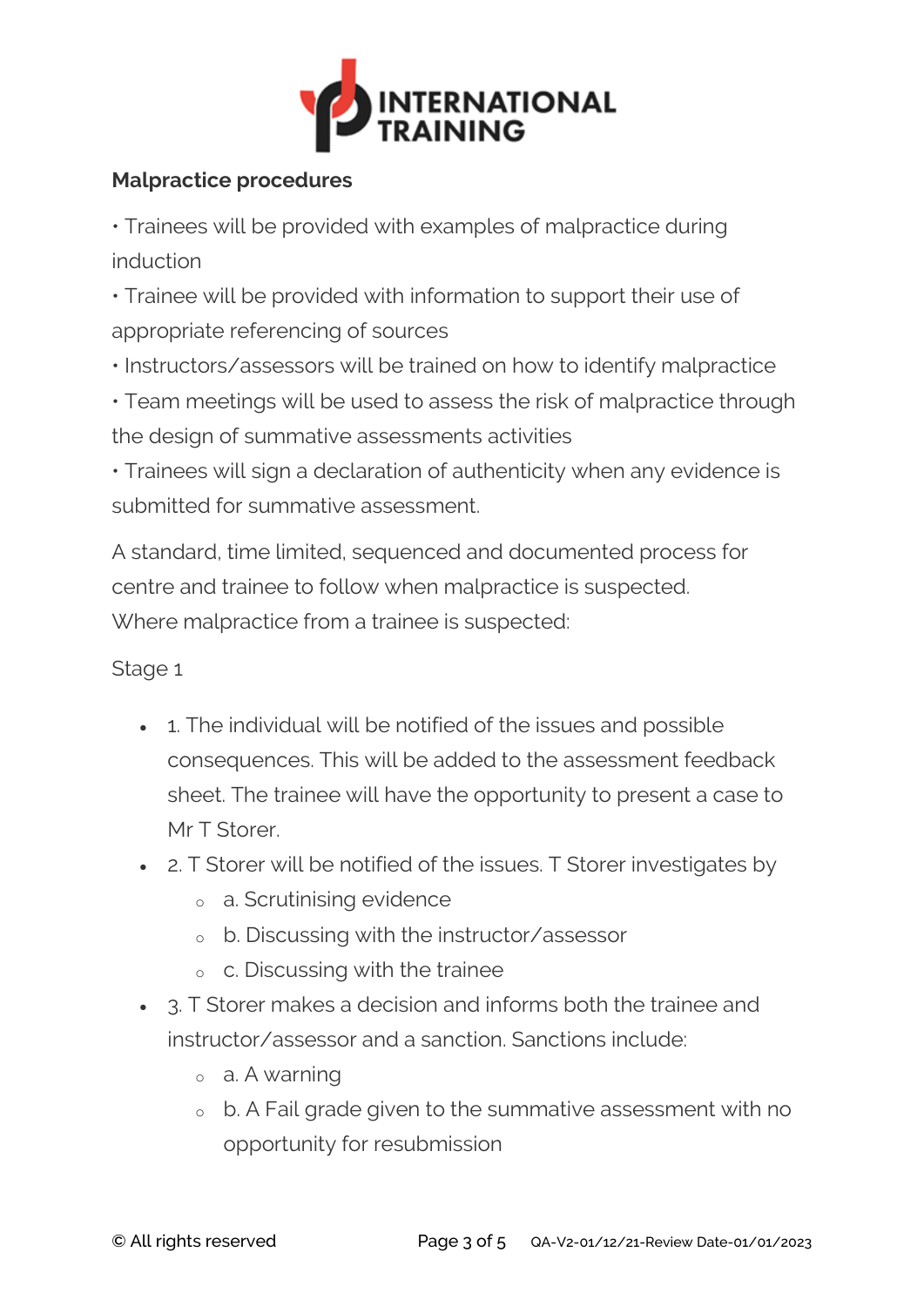**Malpractice procedures**

• Trainees will be provided with examples of malpractice during induction

• Trainee will be provided with information to support their use of appropriate referencing of sources

• Instructors/assessors will be trained on how to identify malpractice

• Team meetings will be used to assess the risk of malpractice through the design of summative assessments activities

• Trainees will sign a declaration of authenticity when any evidence is submitted for summative assessment.

A standard, time limited, sequenced and documented process for centre and trainee to follow when malpractice is suspected.
Where malpractice from a trainee is suspected:

Stage 1

- 1. The individual will be notified of the issues and possible consequences. This will be added to the assessment feedback sheet. The trainee will have the opportunity to present a case to Mr T Storer.
- 2. T Storer will be notified of the issues. T Storer investigates by
    - a. Scrutinising evidence
    - b. Discussing with the instructor/assessor
    - c. Discussing with the trainee
- 3. T Storer makes a decision and informs both the trainee and instructor/assessor and a sanction. Sanctions include:
    - a. A warning
    - b. A Fail grade given to the summative assessment with no opportunity for resubmission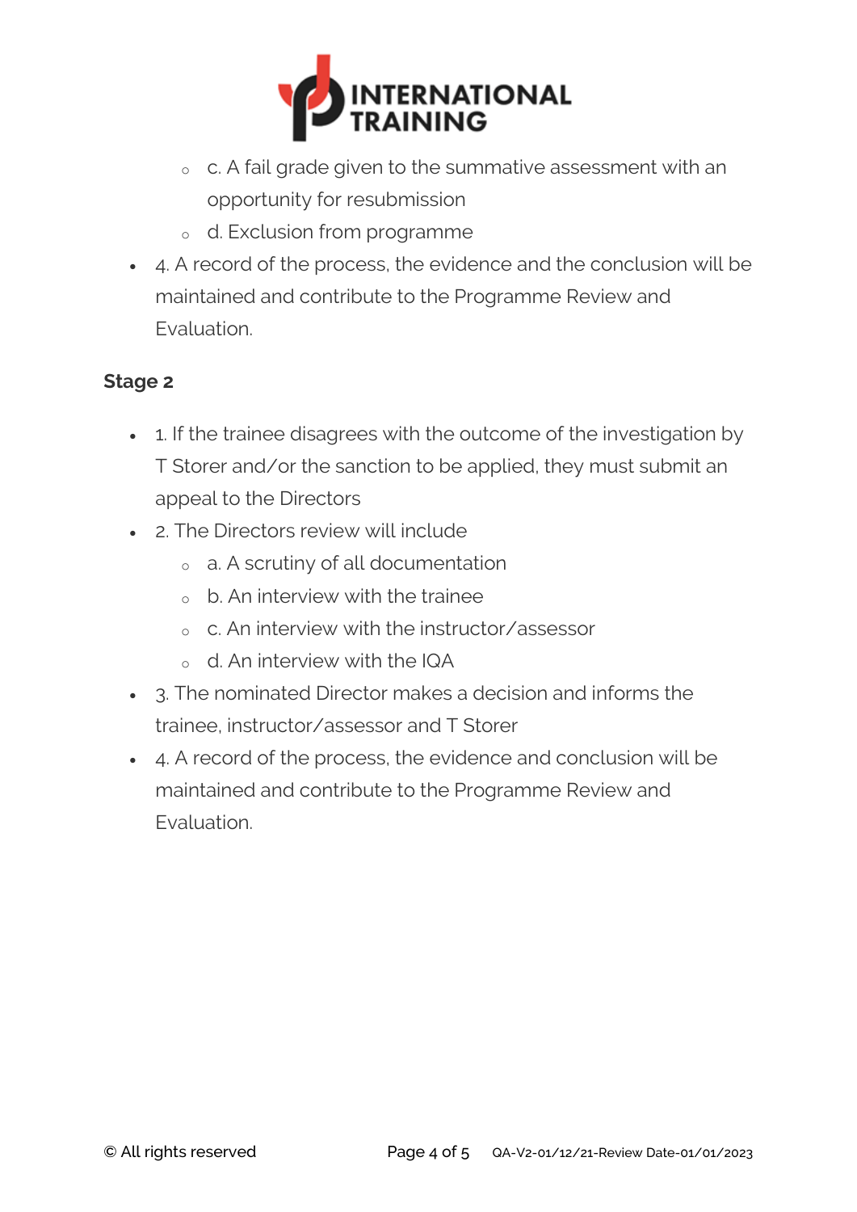- c. A fail grade given to the summative assessment with an opportunity for resubmission
  - d. Exclusion from programme
- 4. A record of the process, the evidence and the conclusion will be maintained and contribute to the Programme Review and Evaluation.

### Stage 2

- 1. If the trainee disagrees with the outcome of the investigation by T Storer and/or the sanction to be applied, they must submit an appeal to the Directors
- 2. The Directors review will include
  - a. A scrutiny of all documentation
  - b. An interview with the trainee
  - c. An interview with the instructor/assessor
  - d. An interview with the IQA
- 3. The nominated Director makes a decision and informs the trainee, instructor/assessor and T Storer
- 4. A record of the process, the evidence and conclusion will be maintained and contribute to the Programme Review and Evaluation.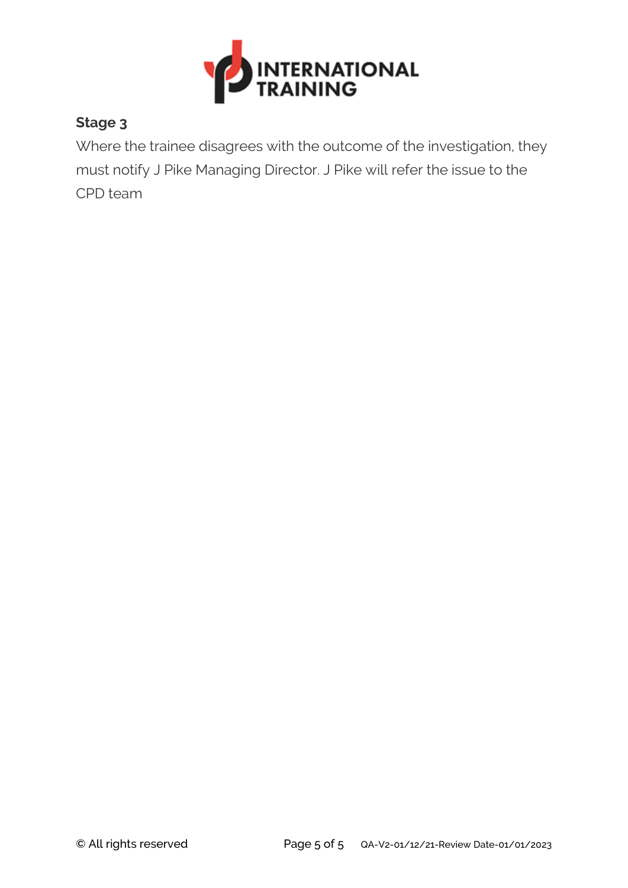### Stage 3

Where the trainee disagrees with the outcome of the investigation, they must notify J Pike Managing Director. J Pike will refer the issue to the CPD team